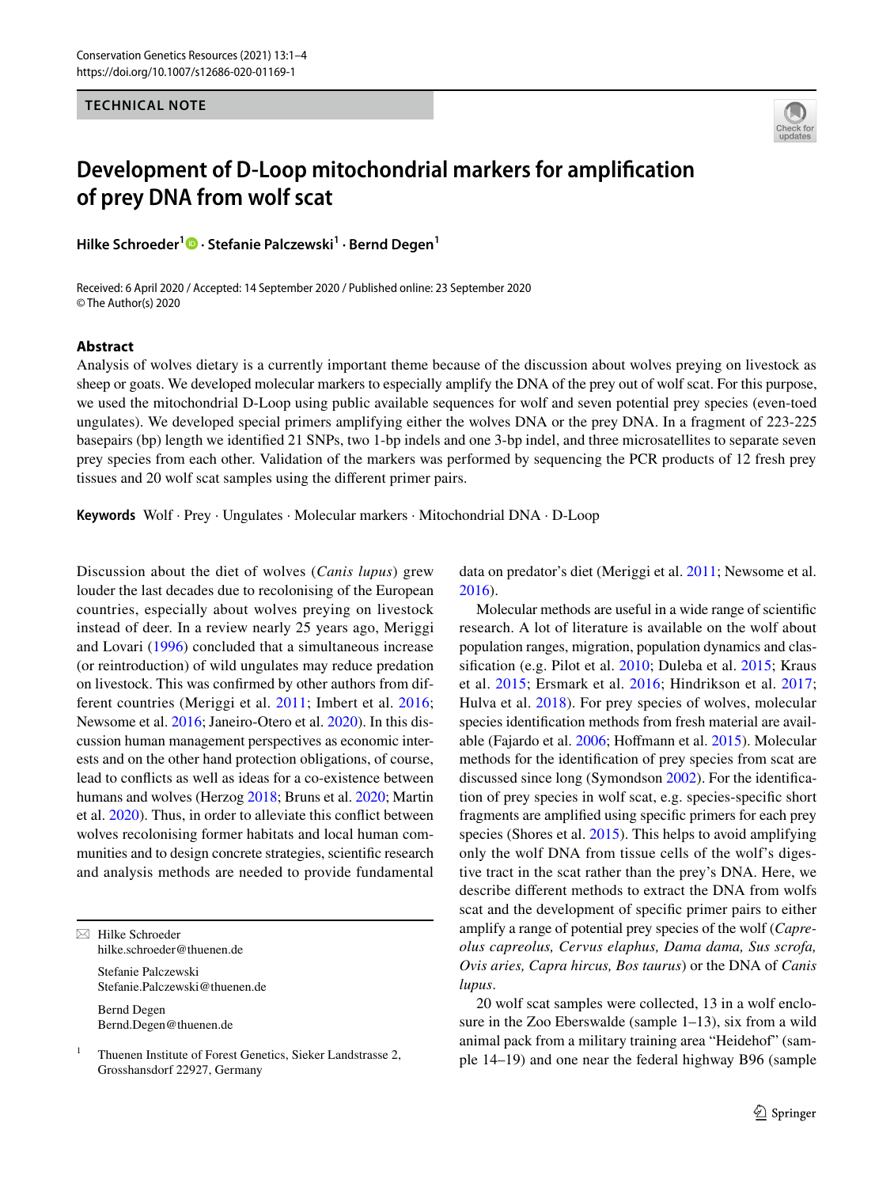TECHNICAL NOTE

# Development of D-Loop mitochondrial markers for amplification of prey DNA from wolf scat

**Hilke Schroeder[1] · Stefanie Palczewski[1] · Bernd Degen[1]**

Received: 6 April 2020 / Accepted: 14 September 2020 / Published online: 23 September 2020
© The Author(s) 2020

## Abstract

Analysis of wolves dietary is a currently important theme because of the discussion about wolves preying on livestock as sheep or goats. We developed molecular markers to especially amplify the DNA of the prey out of wolf scat. For this purpose, we used the mitochondrial D-Loop using public available sequences for wolf and seven potential prey species (even-toed ungulates). We developed special primers amplifying either the wolves DNA or the prey DNA. In a fragment of 223-225 basepairs (bp) length we identified 21 SNPs, two 1-bp indels and one 3-bp indel, and three microsatellites to separate seven prey species from each other. Validation of the markers was performed by sequencing the PCR products of 12 fresh prey tissues and 20 wolf scat samples using the different primer pairs.

**Keywords** Wolf · Prey · Ungulates · Molecular markers · Mitochondrial DNA · D-Loop

Discussion about the diet of wolves (*Canis lupus*) grew louder the last decades due to recolonising of the European countries, especially about wolves preying on livestock instead of deer. In a review nearly 25 years ago, Meriggi and Lovari (1996) concluded that a simultaneous increase (or reintroduction) of wild ungulates may reduce predation on livestock. This was confirmed by other authors from different countries (Meriggi et al. 2011; Imbert et al. 2016; Newsome et al. 2016; Janeiro-Otero et al. 2020). In this discussion human management perspectives as economic interests and on the other hand protection obligations, of course, lead to conflicts as well as ideas for a co-existence between humans and wolves (Herzog 2018; Bruns et al. 2020; Martin et al. 2020). Thus, in order to alleviate this conflict between wolves recolonising former habitats and local human communities and to design concrete strategies, scientific research and analysis methods are needed to provide fundamental data on predator's diet (Meriggi et al. 2011; Newsome et al. 2016).

Molecular methods are useful in a wide range of scientific research. A lot of literature is available on the wolf about population ranges, migration, population dynamics and classification (e.g. Pilot et al. 2010; Duleba et al. 2015; Kraus et al. 2015; Ersmark et al. 2016; Hindrikson et al. 2017; Hulva et al. 2018). For prey species of wolves, molecular species identification methods from fresh material are available (Fajardo et al. 2006; Hoffmann et al. 2015). Molecular methods for the identification of prey species from scat are discussed since long (Symondson 2002). For the identification of prey species in wolf scat, e.g. species-specific short fragments are amplified using specific primers for each prey species (Shores et al. 2015). This helps to avoid amplifying only the wolf DNA from tissue cells of the wolf's digestive tract in the scat rather than the prey's DNA. Here, we describe different methods to extract the DNA from wolfs scat and the development of specific primer pairs to either amplify a range of potential prey species of the wolf (*Capreolus capreolus, Cervus elaphus, Dama dama, Sus scrofa, Ovis aries, Capra hircus, Bos taurus*) or the DNA of *Canis lupus*.

20 wolf scat samples were collected, 13 in a wolf enclosure in the Zoo Eberswalde (sample 1–13), six from a wild animal pack from a military training area "Heidehof" (sample 14–19) and one near the federal highway B96 (sample

✉ Hilke Schroeder
hilke.schroeder@thuenen.de

Stefanie Palczewski
Stefanie.Palczewski@thuenen.de

Bernd Degen
Bernd.Degen@thuenen.de

[1] Thuenen Institute of Forest Genetics, Sieker Landstrasse 2, Grosshansdorf 22927, Germany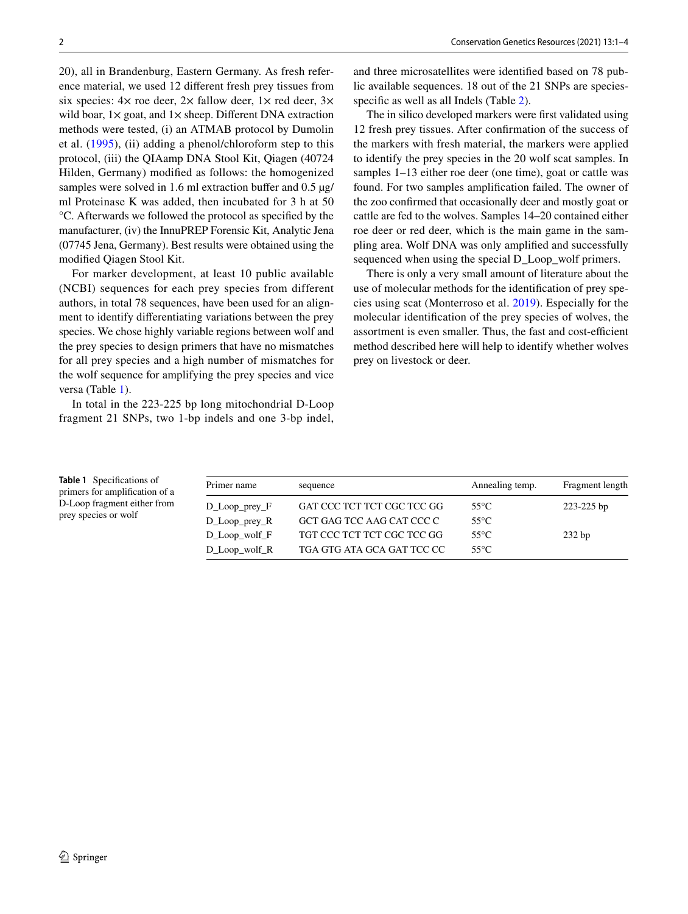20), all in Brandenburg, Eastern Germany. As fresh reference material, we used 12 different fresh prey tissues from six species: 4× roe deer, 2× fallow deer, 1× red deer, 3× wild boar, 1× goat, and 1× sheep. Different DNA extraction methods were tested, (i) an ATMAB protocol by Dumolin et al. (1995), (ii) adding a phenol/chloroform step to this protocol, (iii) the QIAamp DNA Stool Kit, Qiagen (40724 Hilden, Germany) modified as follows: the homogenized samples were solved in 1.6 ml extraction buffer and 0.5 µg/ml Proteinase K was added, then incubated for 3 h at 50 °C. Afterwards we followed the protocol as specified by the manufacturer, (iv) the InnuPREP Forensic Kit, Analytic Jena (07745 Jena, Germany). Best results were obtained using the modified Qiagen Stool Kit.

For marker development, at least 10 public available (NCBI) sequences for each prey species from different authors, in total 78 sequences, have been used for an alignment to identify differentiating variations between the prey species. We chose highly variable regions between wolf and the prey species to design primers that have no mismatches for all prey species and a high number of mismatches for the wolf sequence for amplifying the prey species and vice versa (Table 1).

In total in the 223-225 bp long mitochondrial D-Loop fragment 21 SNPs, two 1-bp indels and one 3-bp indel, and three microsatellites were identified based on 78 public available sequences. 18 out of the 21 SNPs are species-specific as well as all Indels (Table 2).

The in silico developed markers were first validated using 12 fresh prey tissues. After confirmation of the success of the markers with fresh material, the markers were applied to identify the prey species in the 20 wolf scat samples. In samples 1–13 either roe deer (one time), goat or cattle was found. For two samples amplification failed. The owner of the zoo confirmed that occasionally deer and mostly goat or cattle are fed to the wolves. Samples 14–20 contained either roe deer or red deer, which is the main game in the sampling area. Wolf DNA was only amplified and successfully sequenced when using the special D_Loop_wolf primers.

There is only a very small amount of literature about the use of molecular methods for the identification of prey species using scat (Monterroso et al. 2019). Especially for the molecular identification of the prey species of wolves, the assortment is even smaller. Thus, the fast and cost-efficient method described here will help to identify whether wolves prey on livestock or deer.

**Table 1** Specifications of primers for amplification of a D-Loop fragment either from prey species or wolf

| Primer name | sequence | Annealing temp. | Fragment length |
|---|---|---|---|
| D_Loop_prey_F | GAT CCC TCT TCT CGC TCC GG | 55°C | 223-225 bp |
| D_Loop_prey_R | GCT GAG TCC AAG CAT CCC C | 55°C | |
| D_Loop_wolf_F | TGT CCC TCT TCT CGC TCC GG | 55°C | 232 bp |
| D_Loop_wolf_R | TGA GTG ATA GCA GAT TCC CC | 55°C | |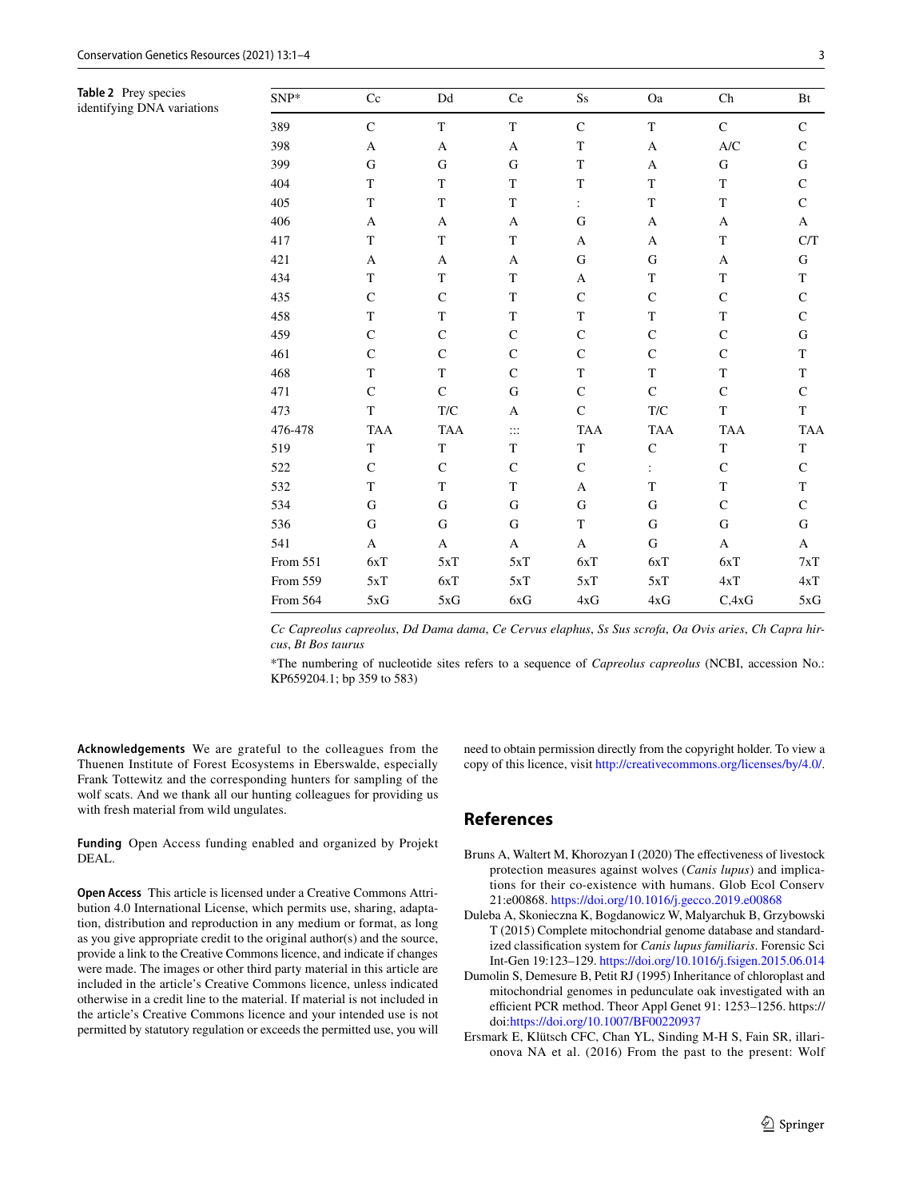**Table 2** Prey species identifying DNA variations

| SNP* | Cc | Dd | Ce | Ss | Oa | Ch | Bt |
|---|---|---|---|---|---|---|---|
| 389 | C | T | T | C | T | C | C |
| 398 | A | A | A | T | A | A/C | C |
| 399 | G | G | G | T | A | G | G |
| 404 | T | T | T | T | T | T | C |
| 405 | T | T | T | : | T | T | C |
| 406 | A | A | A | G | A | A | A |
| 417 | T | T | T | A | A | T | C/T |
| 421 | A | A | A | G | G | A | G |
| 434 | T | T | T | A | T | T | T |
| 435 | C | C | T | C | C | C | C |
| 458 | T | T | T | T | T | T | C |
| 459 | C | C | C | C | C | C | G |
| 461 | C | C | C | C | C | C | T |
| 468 | T | T | C | T | T | T | T |
| 471 | C | C | G | C | C | C | C |
| 473 | T | T/C | A | C | T/C | T | T |
| 476-478 | TAA | TAA | ::: | TAA | TAA | TAA | TAA |
| 519 | T | T | T | T | C | T | T |
| 522 | C | C | C | C | : | C | C |
| 532 | T | T | T | A | T | T | T |
| 534 | G | G | G | G | G | C | C |
| 536 | G | G | G | T | G | G | G |
| 541 | A | A | A | A | G | A | A |
| From 551 | 6xT | 5xT | 5xT | 6xT | 6xT | 6xT | 7xT |
| From 559 | 5xT | 6xT | 5xT | 5xT | 5xT | 4xT | 4xT |
| From 564 | 5xG | 5xG | 6xG | 4xG | 4xG | C,4xG | 5xG |

*Cc Capreolus capreolus*, *Dd Dama dama*, *Ce Cervus elaphus*, *Ss Sus scrofa*, *Oa Ovis aries*, *Ch Capra hircus*, *Bt Bos taurus*

*The numbering of nucleotide sites refers to a sequence of *Capreolus capreolus* (NCBI, accession No.: KP659204.1; bp 359 to 583)

**Acknowledgements** We are grateful to the colleagues from the Thuenen Institute of Forest Ecosystems in Eberswalde, especially Frank Tottewitz and the corresponding hunters for sampling of the wolf scats. And we thank all our hunting colleagues for providing us with fresh material from wild ungulates.

**Funding** Open Access funding enabled and organized by Projekt DEAL.

**Open Access** This article is licensed under a Creative Commons Attribution 4.0 International License, which permits use, sharing, adaptation, distribution and reproduction in any medium or format, as long as you give appropriate credit to the original author(s) and the source, provide a link to the Creative Commons licence, and indicate if changes were made. The images or other third party material in this article are included in the article's Creative Commons licence, unless indicated otherwise in a credit line to the material. If material is not included in the article's Creative Commons licence and your intended use is not permitted by statutory regulation or exceeds the permitted use, you will need to obtain permission directly from the copyright holder. To view a copy of this licence, visit http://creativecommons.org/licenses/by/4.0/.

## References

Bruns A, Waltert M, Khorozyan I (2020) The effectiveness of livestock protection measures against wolves (*Canis lupus*) and implications for their co-existence with humans. Glob Ecol Conserv 21:e00868. https://doi.org/10.1016/j.gecco.2019.e00868

Duleba A, Skonieczna K, Bogdanowicz W, Malyarchuk B, Grzybowski T (2015) Complete mitochondrial genome database and standardized classification system for *Canis lupus familiaris*. Forensic Sci Int-Gen 19:123–129. https://doi.org/10.1016/j.fsigen.2015.06.014

Dumolin S, Demesure B, Petit RJ (1995) Inheritance of chloroplast and mitochondrial genomes in pedunculate oak investigated with an efficient PCR method. Theor Appl Genet 91: 1253–1256. https://doi:https://doi.org/10.1007/BF00220937

Ersmark E, Klütsch CFC, Chan YL, Sinding M-H S, Fain SR, illarionova NA et al. (2016) From the past to the present: Wolf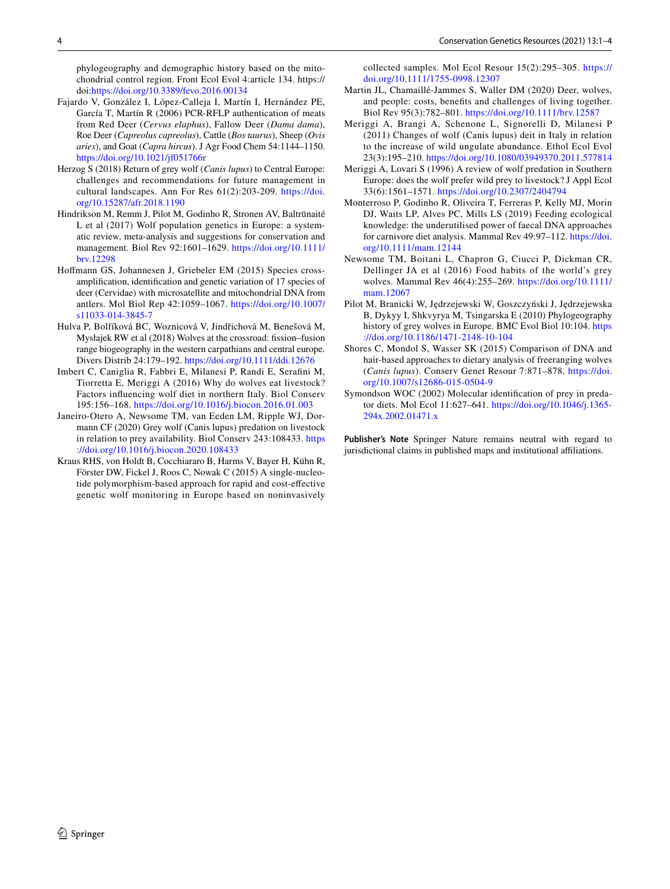phylogeography and demographic history based on the mitochondrial control region. Front Ecol Evol 4:article 134. https://doi:https://doi.org/10.3389/fevo.2016.00134

Fajardo V, González I, López-Calleja I, Martín I, Hernández PE, García T, Martín R (2006) PCR-RFLP authentication of meats from Red Deer (*Cervus elaphus*), Fallow Deer (*Dama dama*), Roe Deer (*Capreolus capreolus*), Cattle (*Bos taurus*), Sheep (*Ovis aries*), and Goat (*Capra hircus*). J Agr Food Chem 54:1144–1150. https://doi.org/10.1021/jf051766r

Herzog S (2018) Return of grey wolf (*Canis lupus*) to Central Europe: challenges and recommendations for future management in cultural landscapes. Ann For Res 61(2):203-209. https://doi.org/10.15287/afr.2018.1190

Hindrikson M, Remm J, Pilot M, Godinho R, Stronen AV, Baltrūnaité L et al (2017) Wolf population genetics in Europe: a systematic review, meta-analysis and suggestions for conservation and management. Biol Rev 92:1601–1629. https://doi.org/10.1111/brv.12298

Hoffmann GS, Johannesen J, Griebeler EM (2015) Species cross-amplification, identification and genetic variation of 17 species of deer (Cervidae) with microsatellite and mitochondrial DNA from antlers. Mol Biol Rep 42:1059–1067. https://doi.org/10.1007/s11033-014-3845-7

Hulva P, Bolfíková BC, Woznicová V, Jindřichová M, Benešová M, Mysłajek RW et al (2018) Wolves at the crossroad: fission–fusion range biogeography in the western carpathians and central europe. Divers Distrib 24:179–192. https://doi.org/10.1111/ddi.12676

Imbert C, Caniglia R, Fabbri E, Milanesi P, Randi E, Serafini M, Tiorretta E, Meriggi A (2016) Why do wolves eat livestock? Factors influencing wolf diet in northern Italy. Biol Conserv 195:156–168. https://doi.org/10.1016/j.biocon.2016.01.003

Janeiro-Otero A, Newsome TM, van Eeden LM, Ripple WJ, Dormann CF (2020) Grey wolf (Canis lupus) predation on livestock in relation to prey availability. Biol Conserv 243:108433. https://doi.org/10.1016/j.biocon.2020.108433

Kraus RHS, von Holdt B, Cocchiararo B, Harms V, Bayer H, Kühn R, Förster DW, Fickel J, Roos C, Nowak C (2015) A single-nucleotide polymorphism-based approach for rapid and cost-effective genetic wolf monitoring in Europe based on noninvasively collected samples. Mol Ecol Resour 15(2):295–305. https://doi.org/10.1111/1755-0998.12307

Martin JL, Chamaillé-Jammes S, Waller DM (2020) Deer, wolves, and people: costs, benefits and challenges of living together. Biol Rev 95(3):782–801. https://doi.org/10.1111/brv.12587

Meriggi A, Brangi A, Schenone L, Signorelli D, Milanesi P (2011) Changes of wolf (Canis lupus) deit in Italy in relation to the increase of wild ungulate abundance. Ethol Ecol Evol 23(3):195–210. https://doi.org/10.1080/03949370.2011.577814

Meriggi A, Lovari S (1996) A review of wolf predation in Southern Europe: does the wolf prefer wild prey to livestock? J Appl Ecol 33(6):1561–1571. https://doi.org/10.2307/2404794

Monterroso P, Godinho R, Oliveira T, Ferreras P, Kelly MJ, Morin DJ, Waits LP, Alves PC, Mills LS (2019) Feeding ecological knowledge: the underutilised power of faecal DNA approaches for carnivore diet analysis. Mammal Rev 49:97–112. https://doi.org/10.1111/mam.12144

Newsome TM, Boitani L, Chapron G, Ciucci P, Dickman CR, Dellinger JA et al (2016) Food habits of the world's grey wolves. Mammal Rev 46(4):255–269. https://doi.org/10.1111/mam.12067

Pilot M, Branicki W, Jędrzejewski W, Goszczyński J, Jędrzejewska B, Dykyy I, Shkvyrya M, Tsingarska E (2010) Phylogeography history of grey wolves in Europe. BMC Evol Biol 10:104. https://doi.org/10.1186/1471-2148-10-104

Shores C, Mondol S, Wasser SK (2015) Comparison of DNA and hair-based approaches to dietary analysis of freeranging wolves (*Canis lupus*). Conserv Genet Resour 7:871–878. https://doi.org/10.1007/s12686-015-0504-9

Symondson WOC (2002) Molecular identification of prey in predator diets. Mol Ecol 11:627–641. https://doi.org/10.1046/j.1365-294x.2002.01471.x

**Publisher's Note** Springer Nature remains neutral with regard to jurisdictional claims in published maps and institutional affiliations.